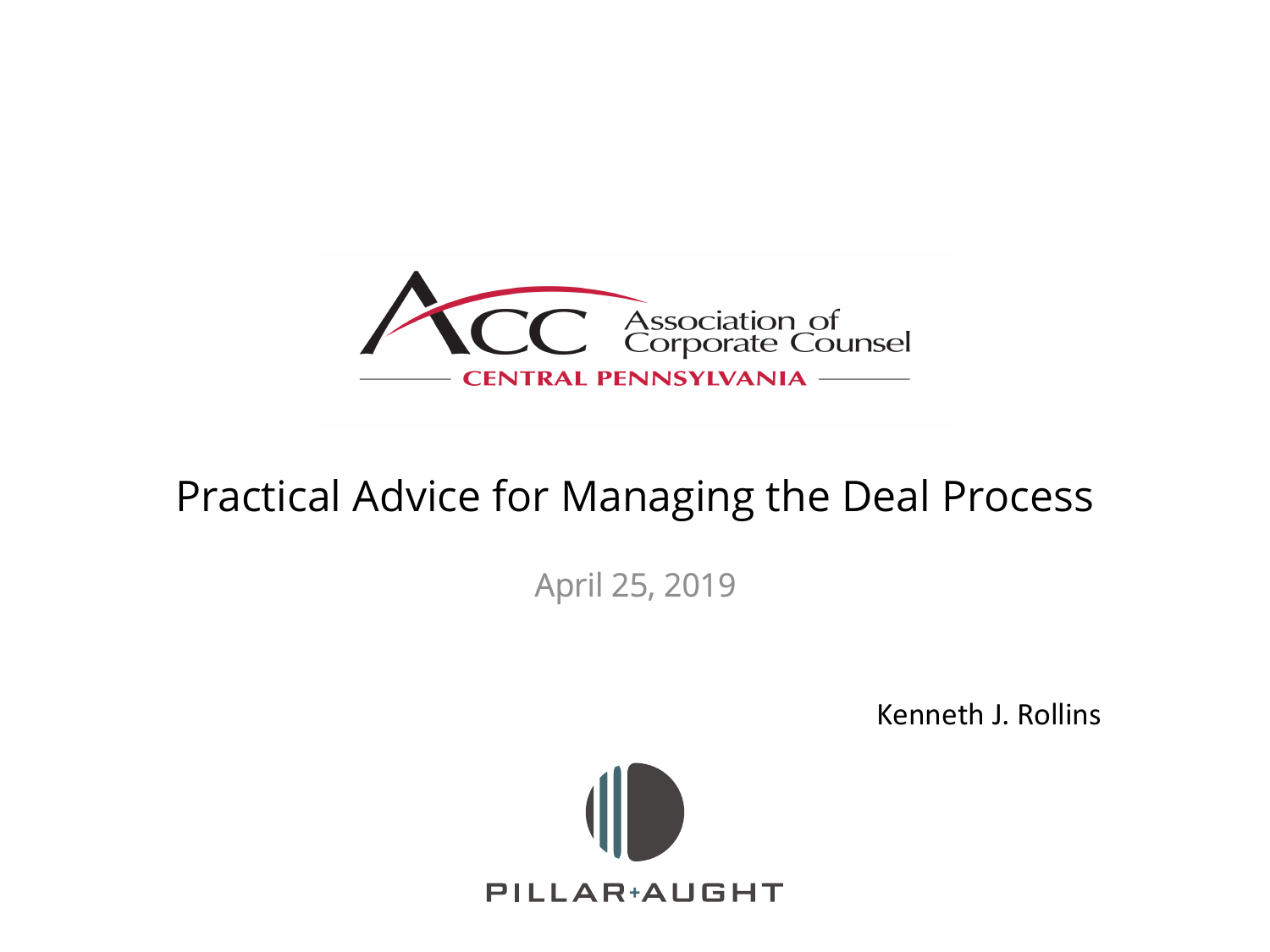Association of Corporate Counsel

CENTRAL PENNSYLVANIA

# Practical Advice for Managing the Deal Process

April 25, 2019

Kenneth J. Rollins

PILLAR+AUGHT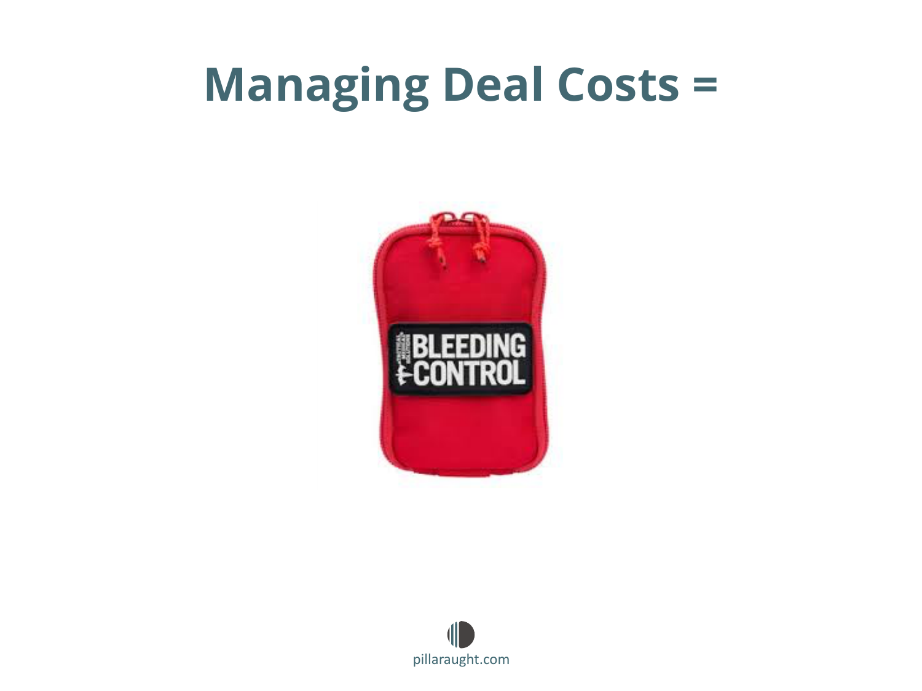# Managing Deal Costs =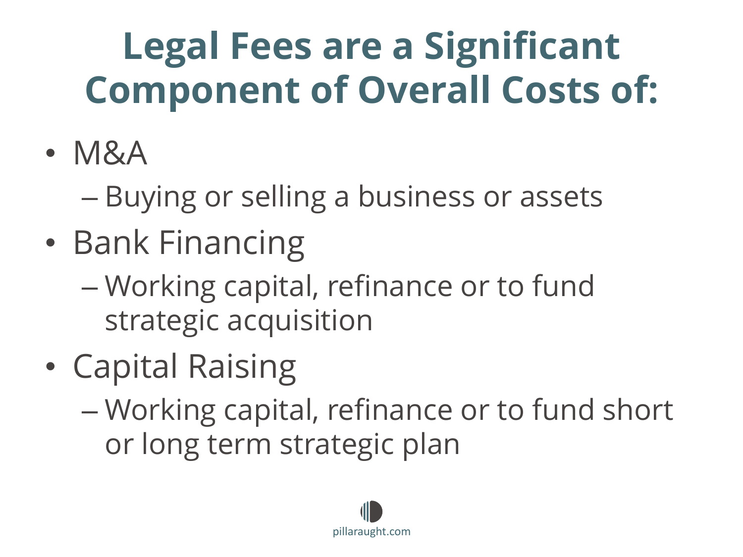# Legal Fees are a Significant Component of Overall Costs of:

- M&A
  - Buying or selling a business or assets
- Bank Financing
  - Working capital, refinance or to fund strategic acquisition
- Capital Raising
  - Working capital, refinance or to fund short or long term strategic plan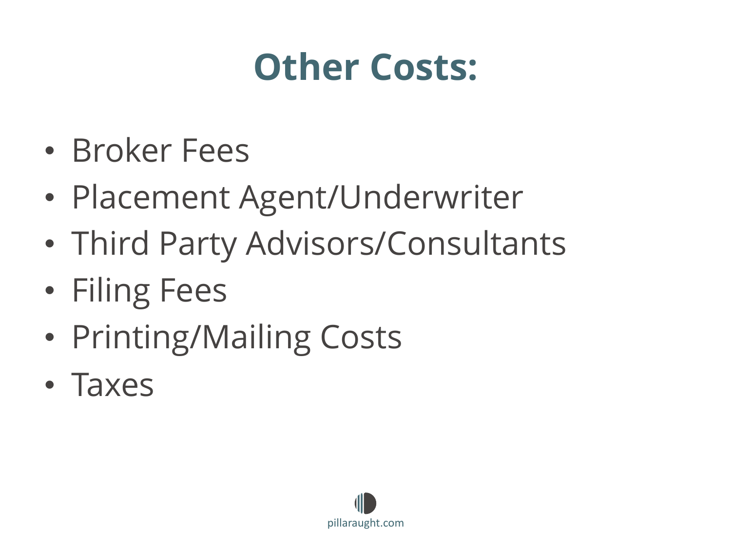# Other Costs:

- Broker Fees
- Placement Agent/Underwriter
- Third Party Advisors/Consultants
- Filing Fees
- Printing/Mailing Costs
- Taxes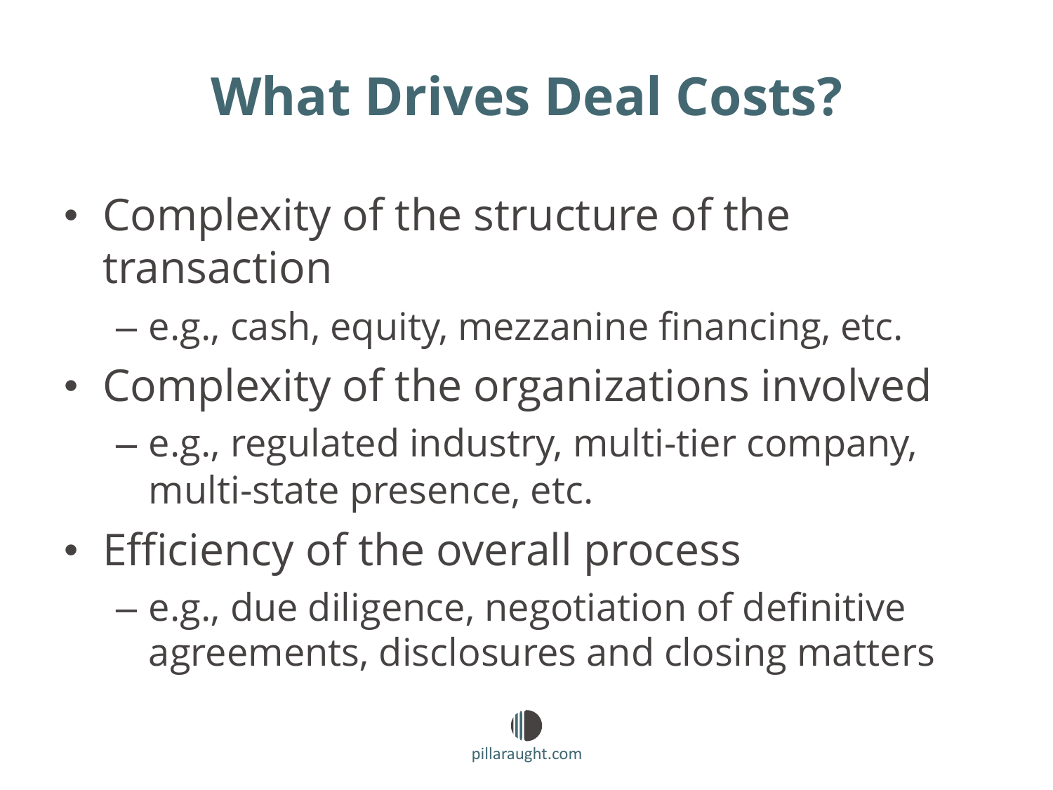# What Drives Deal Costs?

- Complexity of the structure of the transaction
  - e.g., cash, equity, mezzanine financing, etc.
- Complexity of the organizations involved
  - e.g., regulated industry, multi-tier company, multi-state presence, etc.
- Efficiency of the overall process
  - e.g., due diligence, negotiation of definitive agreements, disclosures and closing matters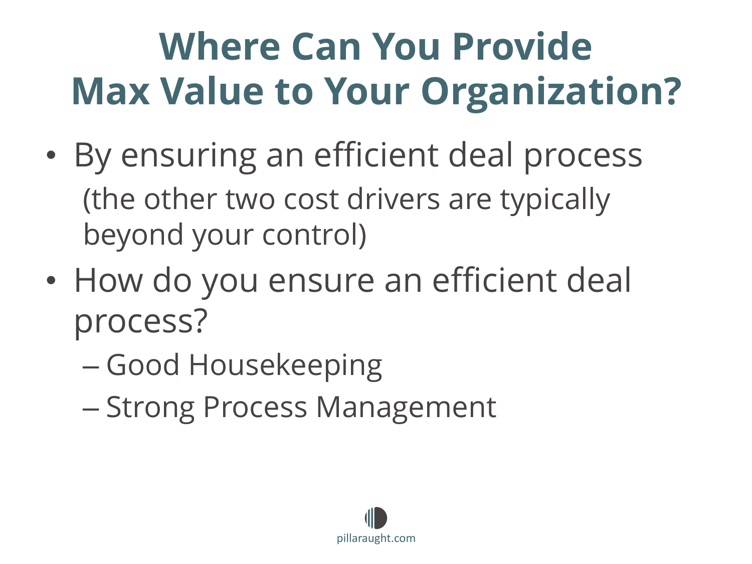# Where Can You Provide Max Value to Your Organization?

- By ensuring an efficient deal process
  (the other two cost drivers are typically beyond your control)
- How do you ensure an efficient deal process?
  - Good Housekeeping
  - Strong Process Management

pillaraught.com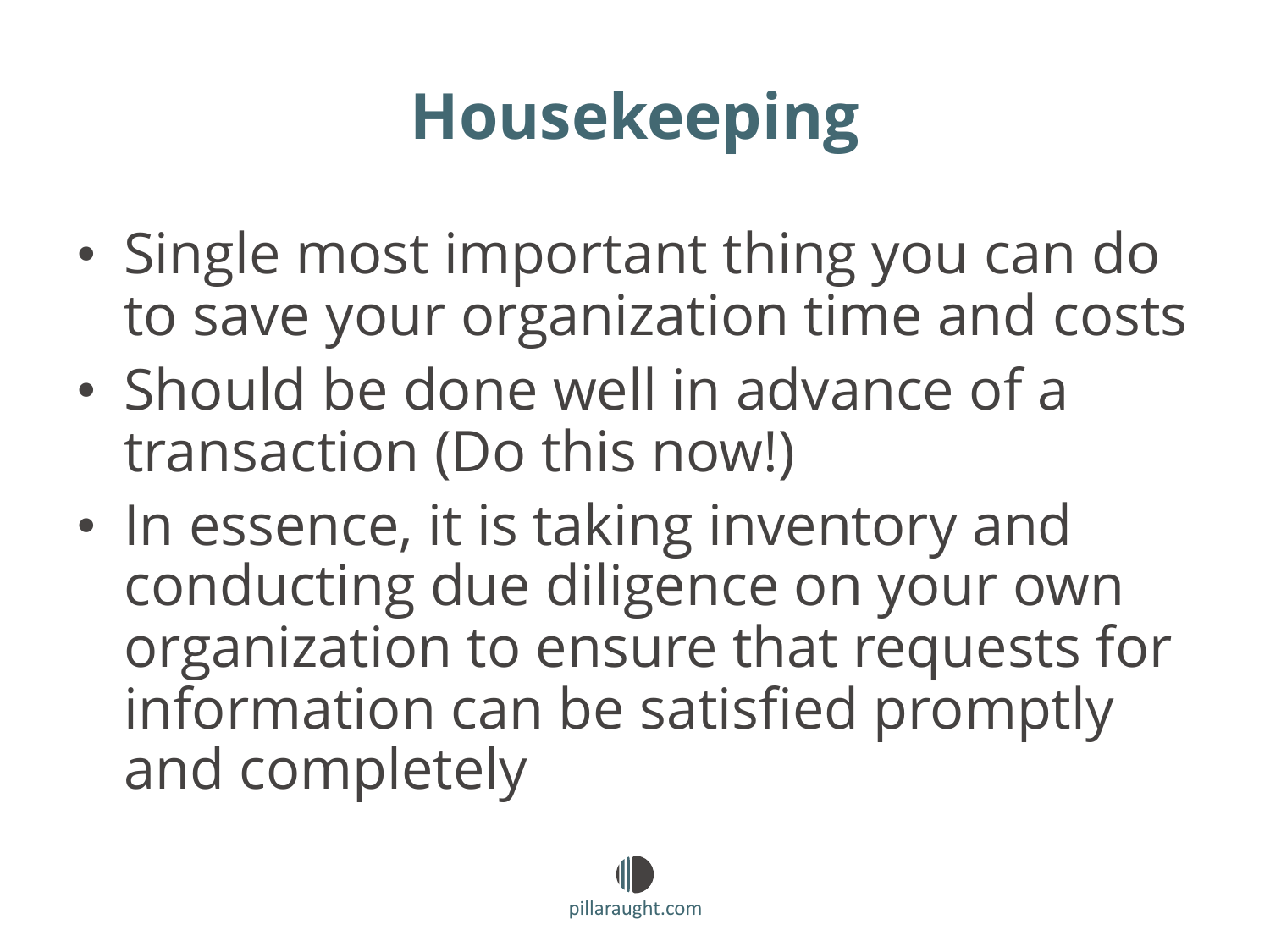# Housekeeping

- Single most important thing you can do to save your organization time and costs
- Should be done well in advance of a transaction (Do this now!)
- In essence, it is taking inventory and conducting due diligence on your own organization to ensure that requests for information can be satisfied promptly and completely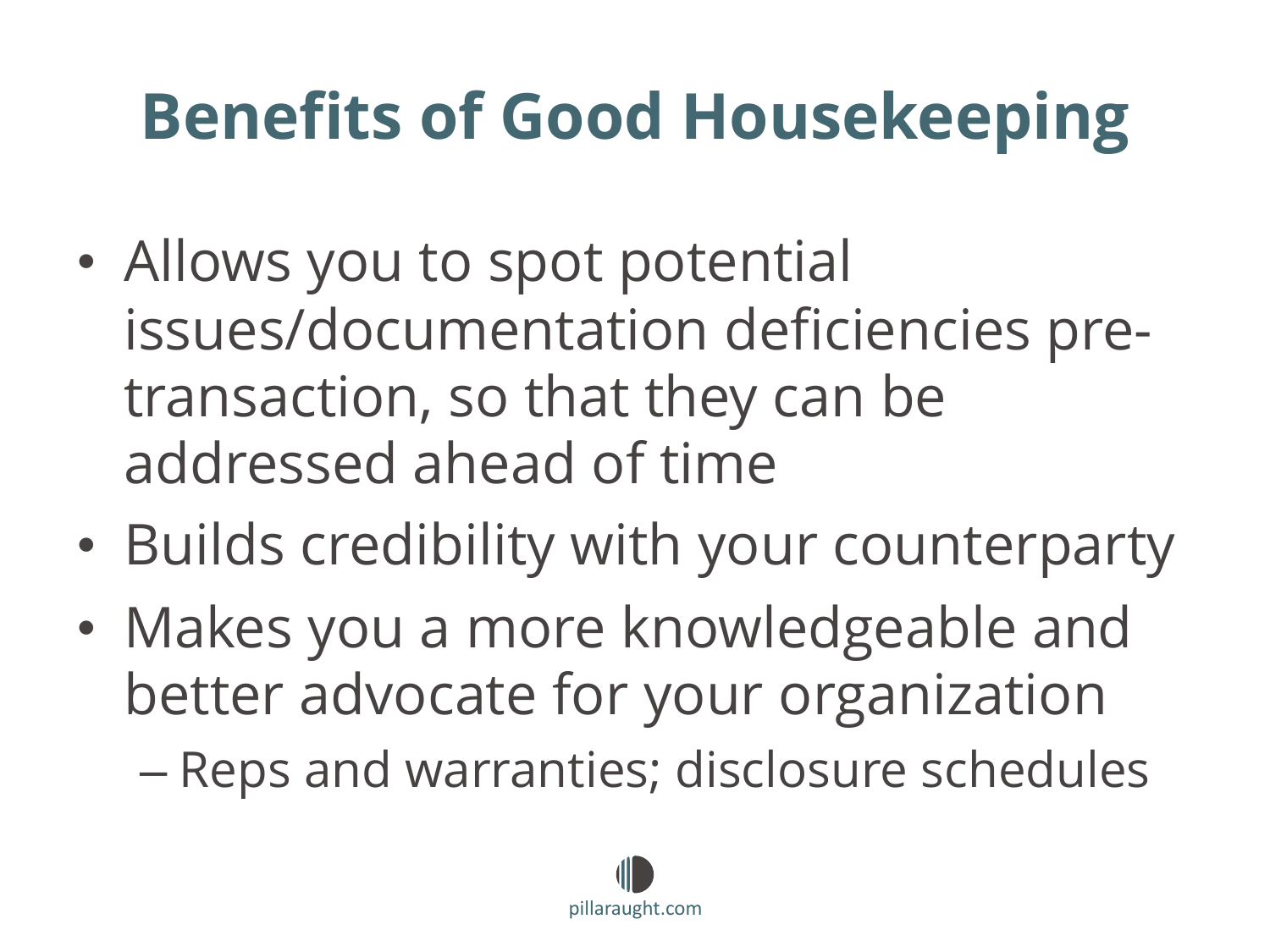# Benefits of Good Housekeeping

- Allows you to spot potential issues/documentation deficiencies pre-transaction, so that they can be addressed ahead of time
- Builds credibility with your counterparty
- Makes you a more knowledgeable and better advocate for your organization
  - Reps and warranties; disclosure schedules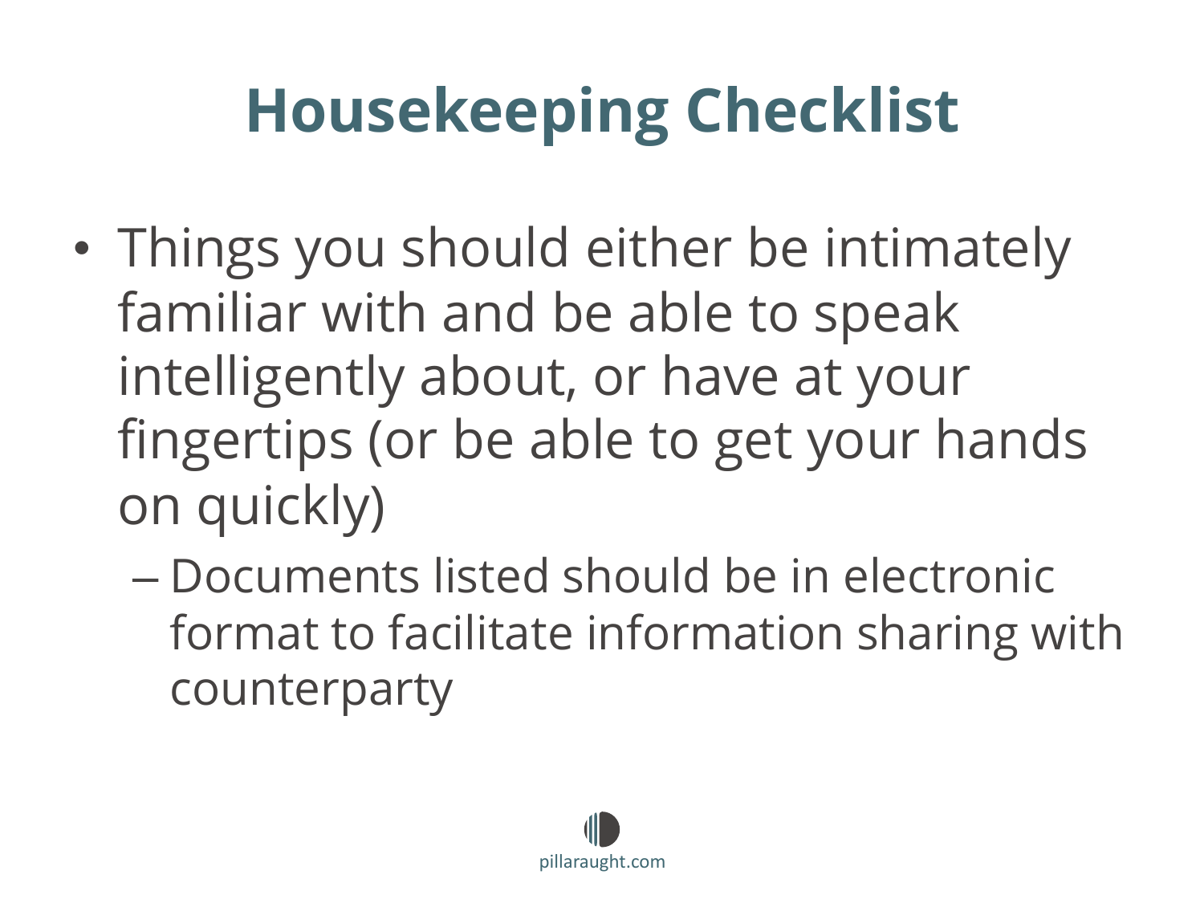# Housekeeping Checklist

- Things you should either be intimately familiar with and be able to speak intelligently about, or have at your fingertips (or be able to get your hands on quickly)
  - Documents listed should be in electronic format to facilitate information sharing with counterparty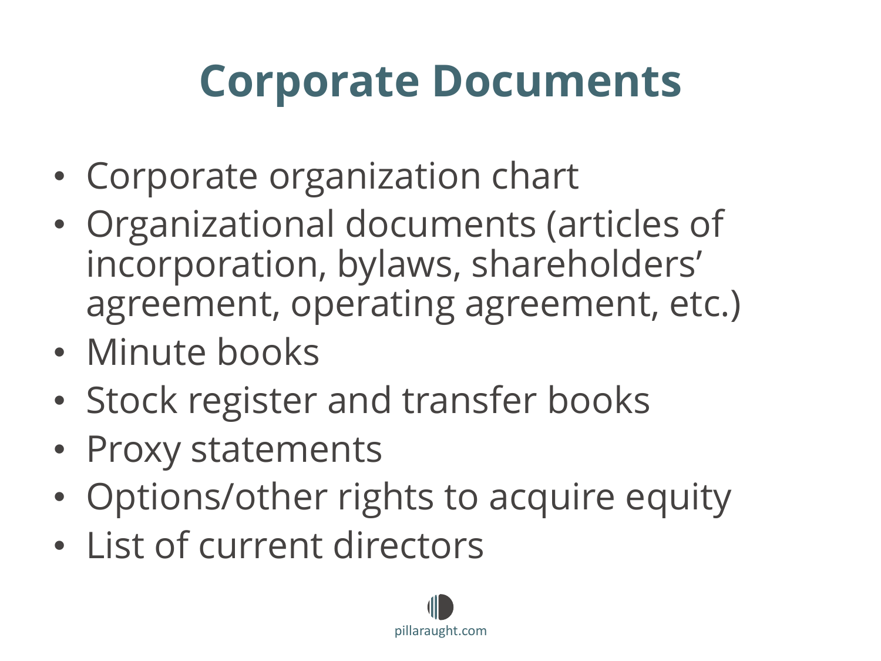# Corporate Documents

- Corporate organization chart
- Organizational documents (articles of incorporation, bylaws, shareholders' agreement, operating agreement, etc.)
- Minute books
- Stock register and transfer books
- Proxy statements
- Options/other rights to acquire equity
- List of current directors

pillaraught.com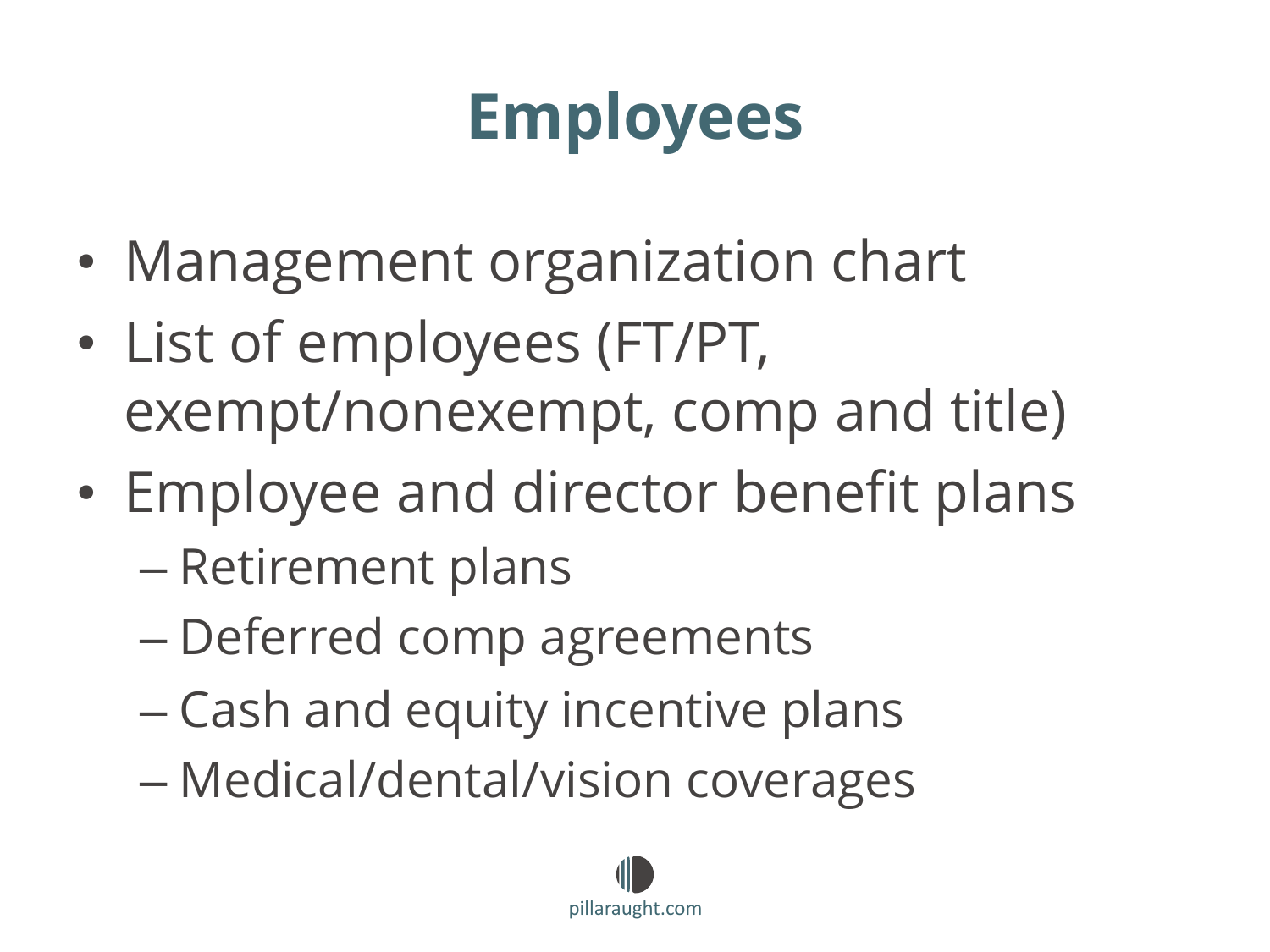# Employees

- Management organization chart
- List of employees (FT/PT, exempt/nonexempt, comp and title)
- Employee and director benefit plans
  - Retirement plans
  - Deferred comp agreements
  - Cash and equity incentive plans
  - Medical/dental/vision coverages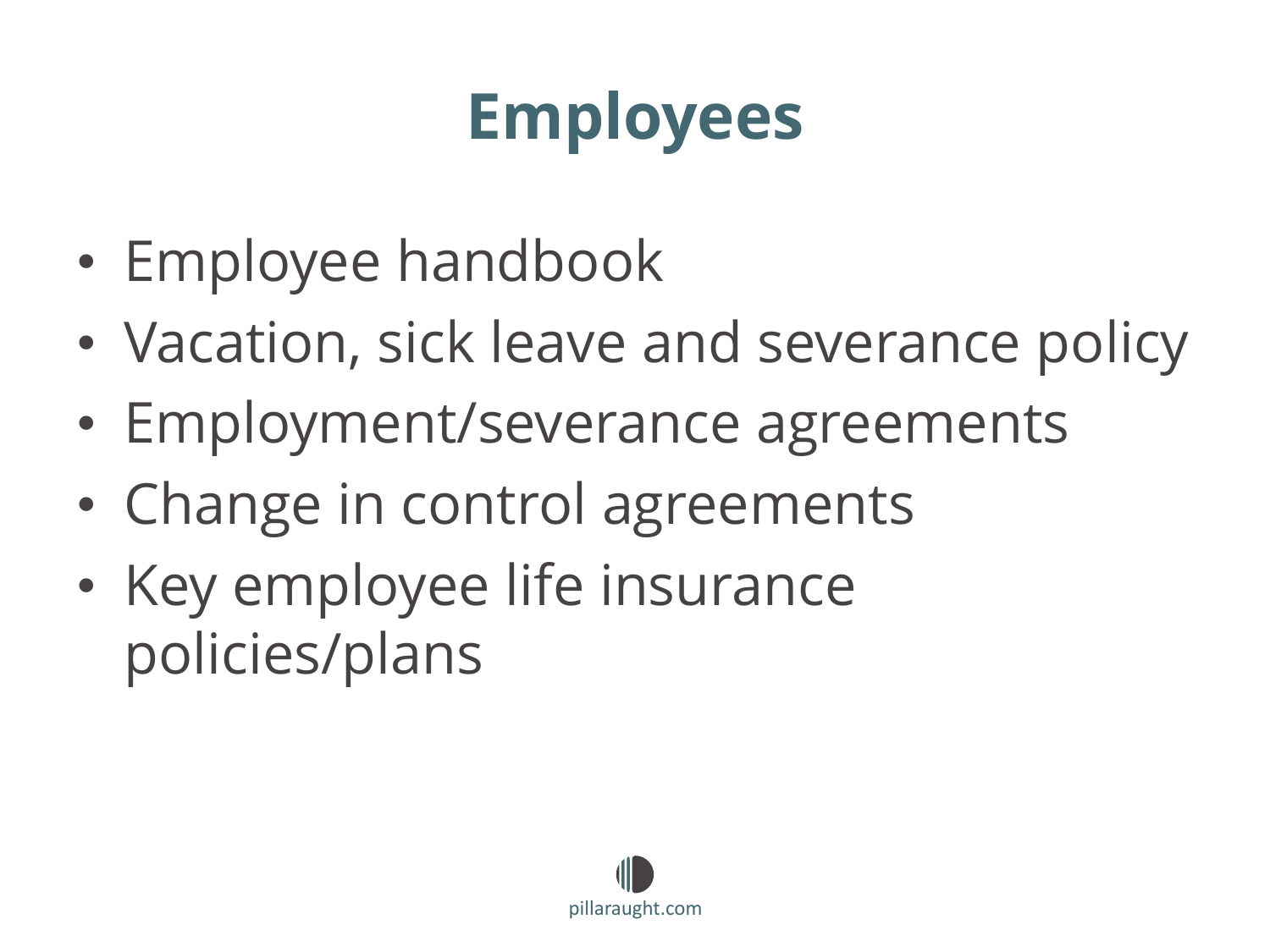# Employees

- Employee handbook
- Vacation, sick leave and severance policy
- Employment/severance agreements
- Change in control agreements
- Key employee life insurance policies/plans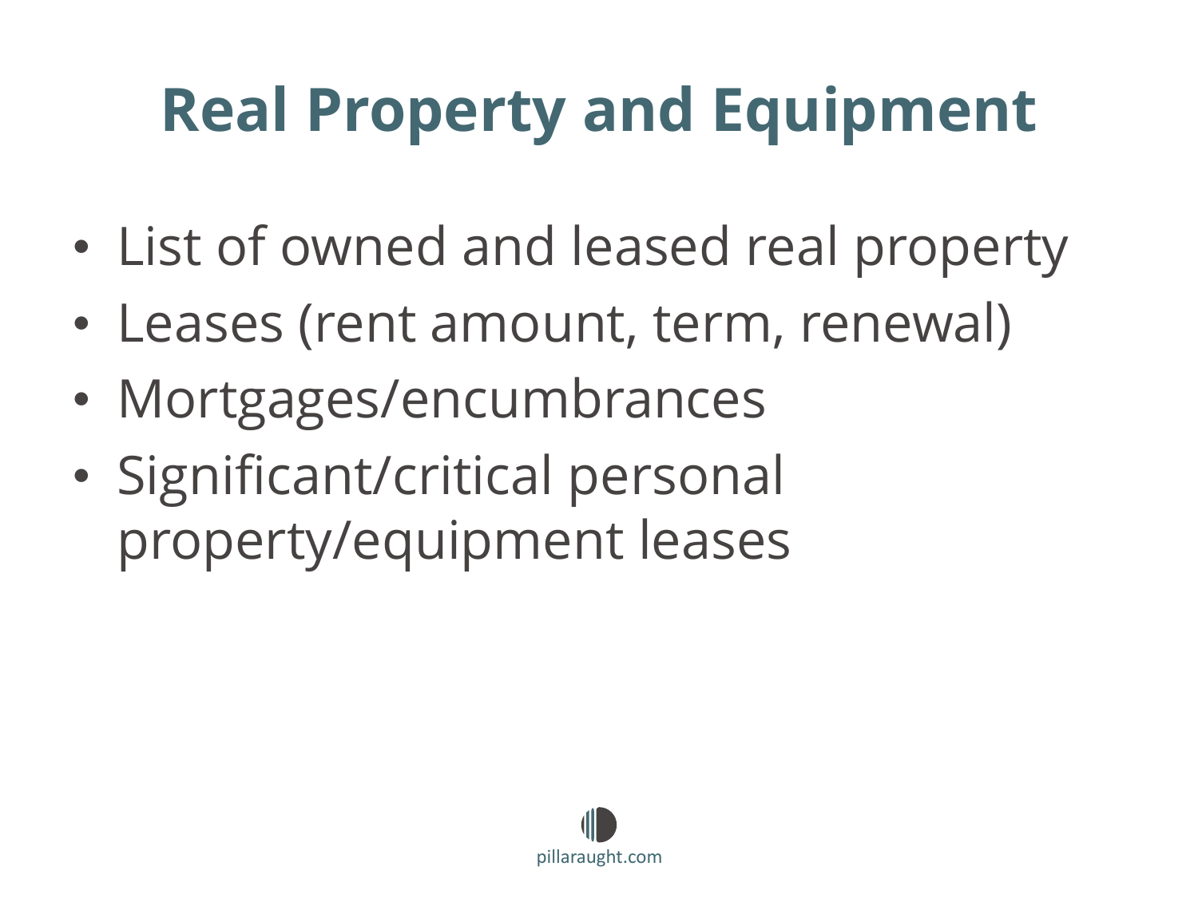# Real Property and Equipment

- List of owned and leased real property
- Leases (rent amount, term, renewal)
- Mortgages/encumbrances
- Significant/critical personal property/equipment leases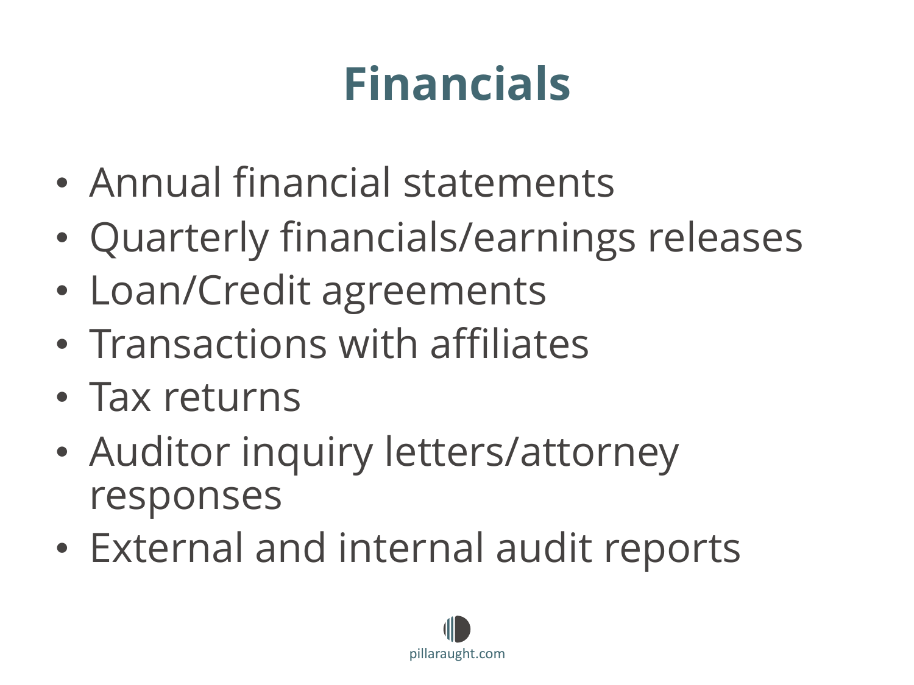# Financials

- Annual financial statements
- Quarterly financials/earnings releases
- Loan/Credit agreements
- Transactions with affiliates
- Tax returns
- Auditor inquiry letters/attorney responses
- External and internal audit reports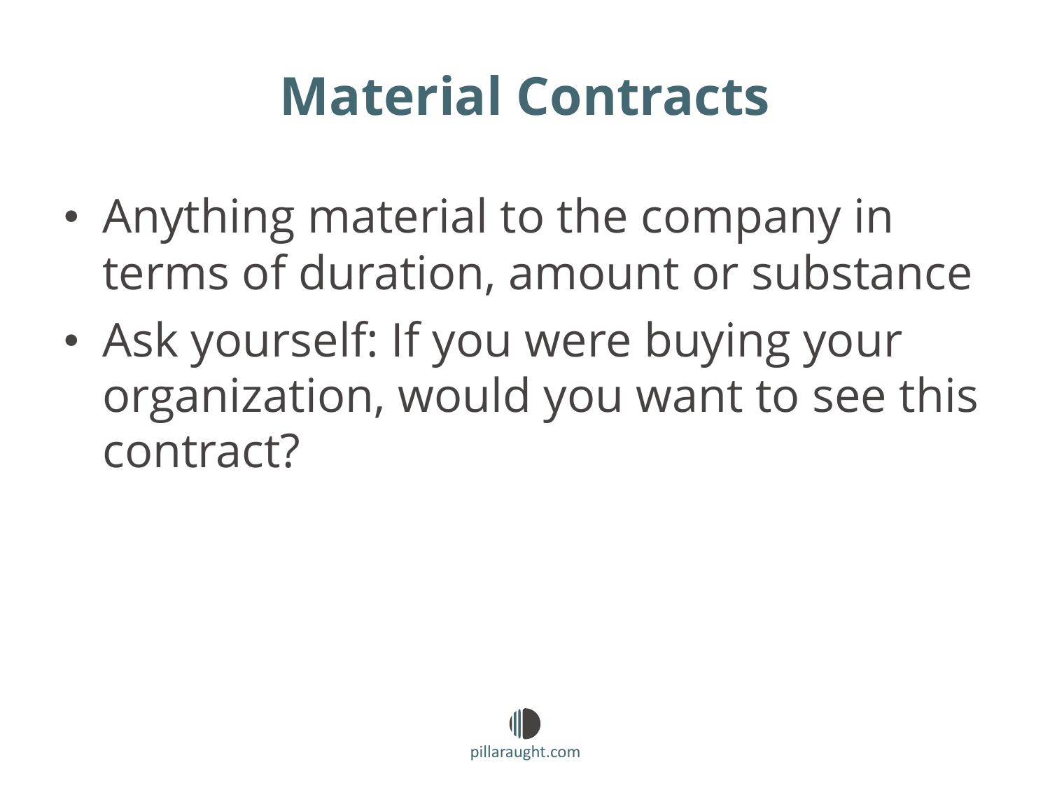# Material Contracts

- Anything material to the company in terms of duration, amount or substance
- Ask yourself: If you were buying your organization, would you want to see this contract?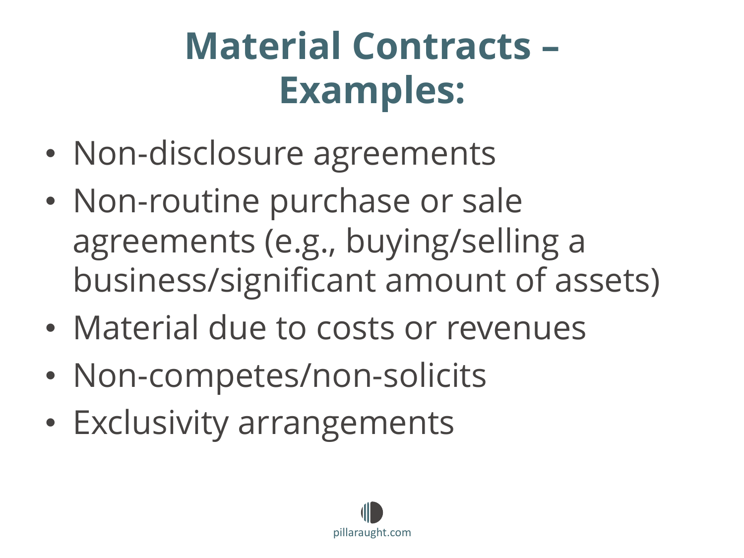# Material Contracts – Examples:

- Non-disclosure agreements
- Non-routine purchase or sale agreements (e.g., buying/selling a business/significant amount of assets)
- Material due to costs or revenues
- Non-competes/non-solicits
- Exclusivity arrangements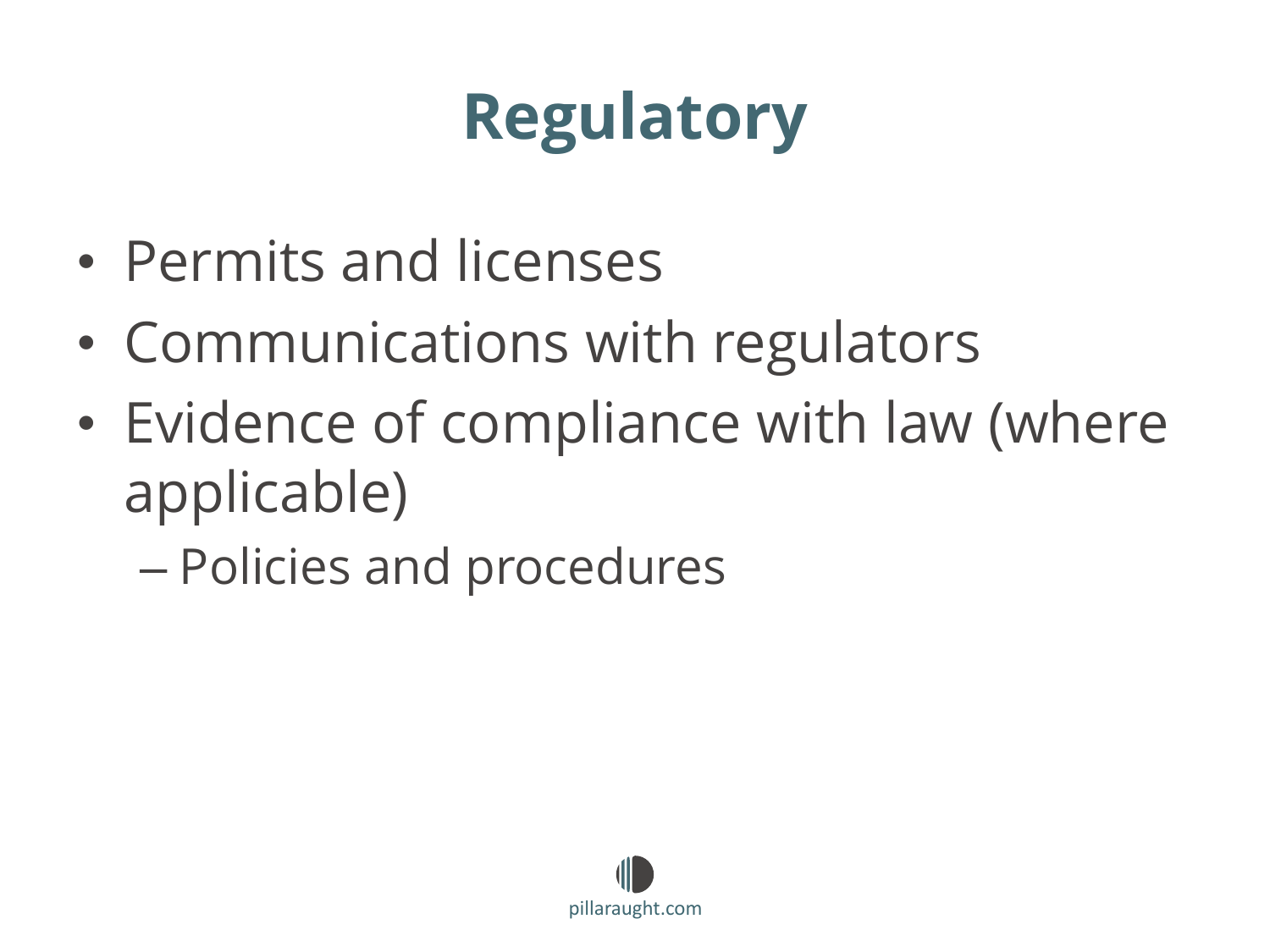# Regulatory

- Permits and licenses
- Communications with regulators
- Evidence of compliance with law (where applicable)
  - Policies and procedures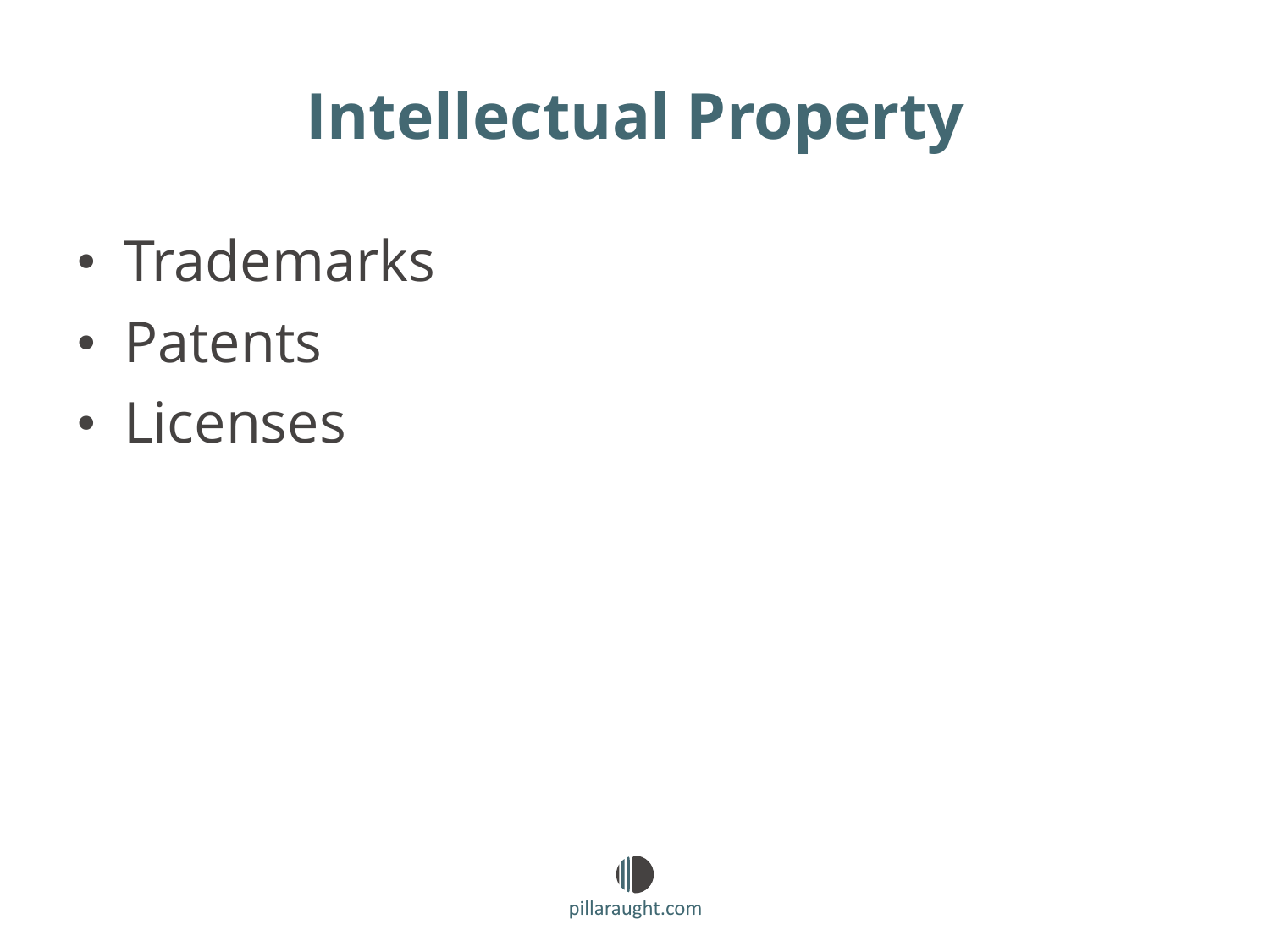# Intellectual Property

- Trademarks
- Patents
- Licenses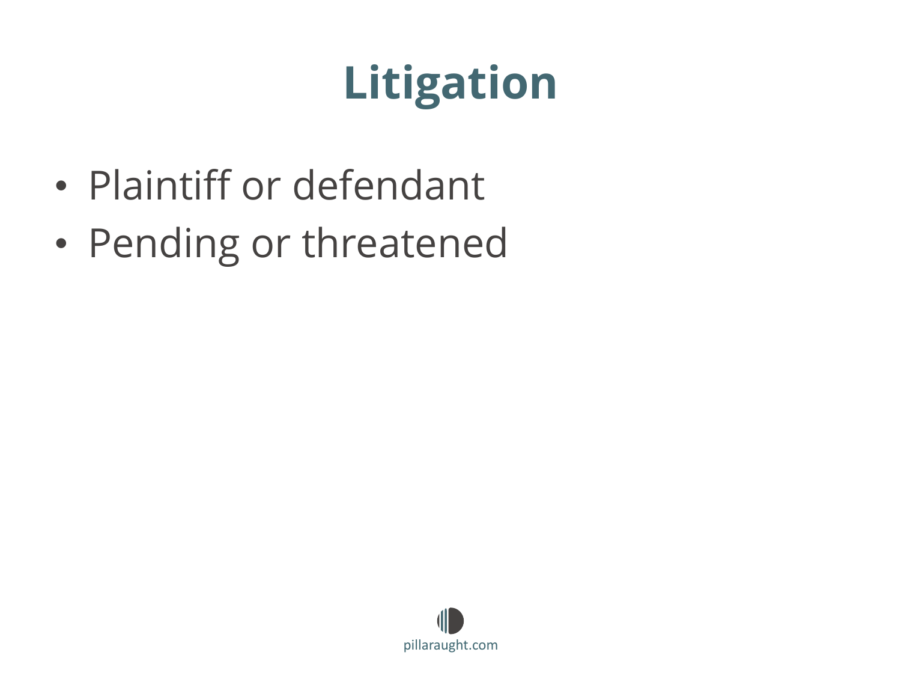# Litigation

- Plaintiff or defendant
- Pending or threatened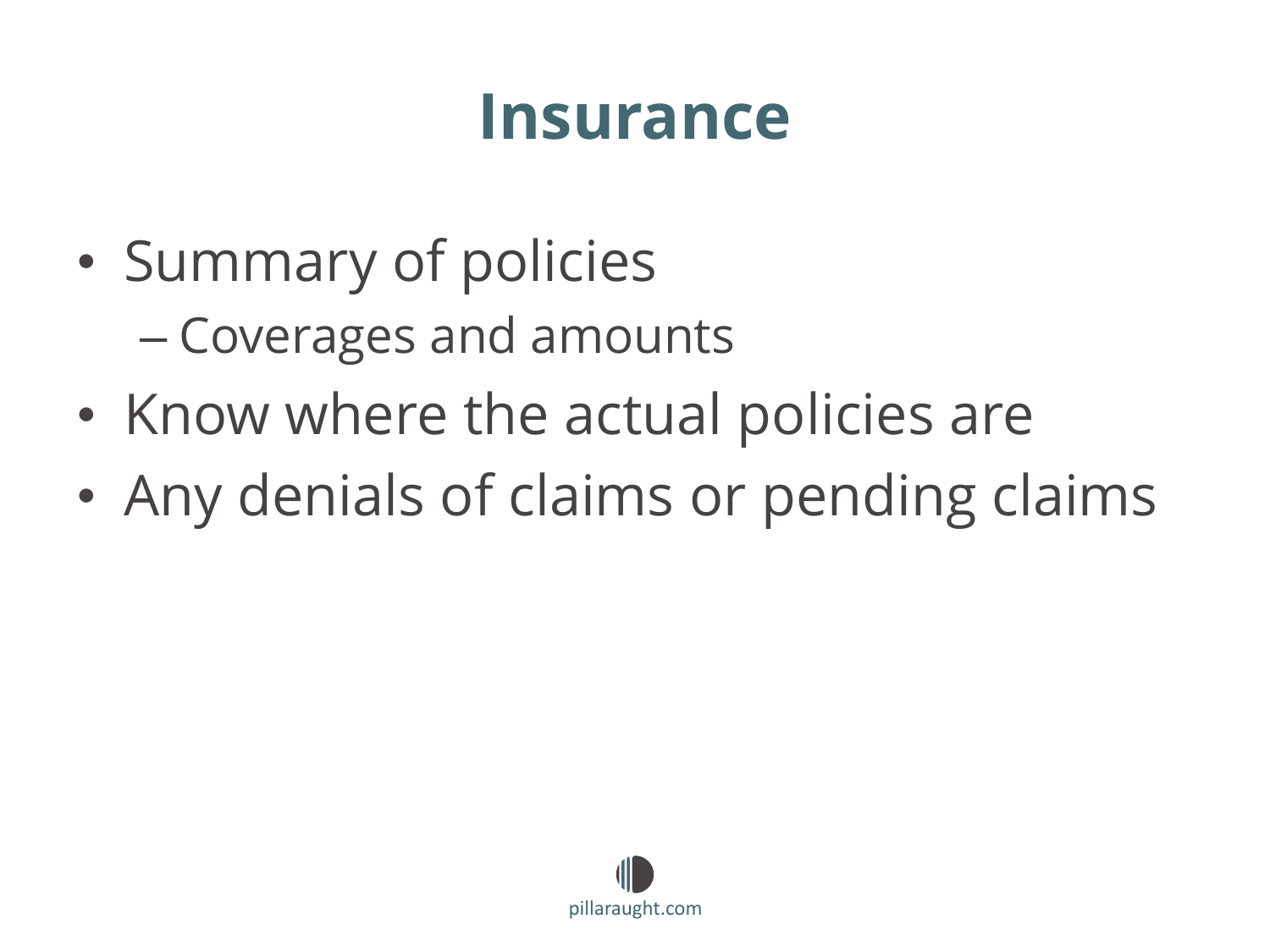# Insurance

- Summary of policies
  - Coverages and amounts
- Know where the actual policies are
- Any denials of claims or pending claims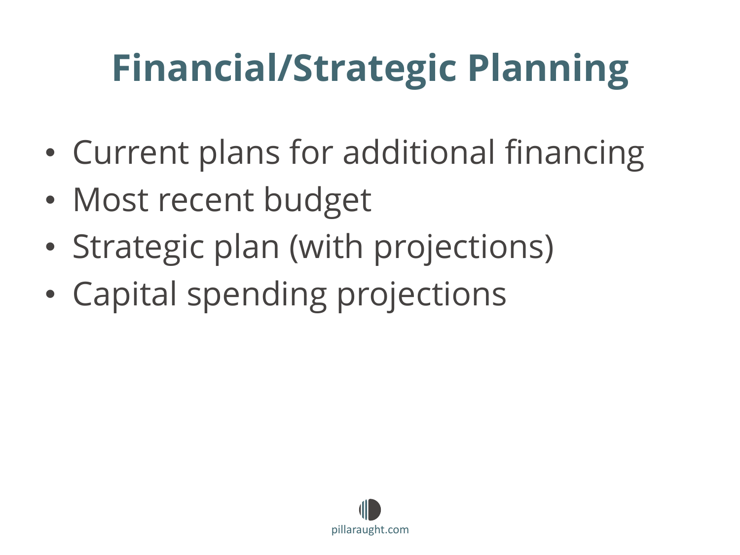# Financial/Strategic Planning

- Current plans for additional financing
- Most recent budget
- Strategic plan (with projections)
- Capital spending projections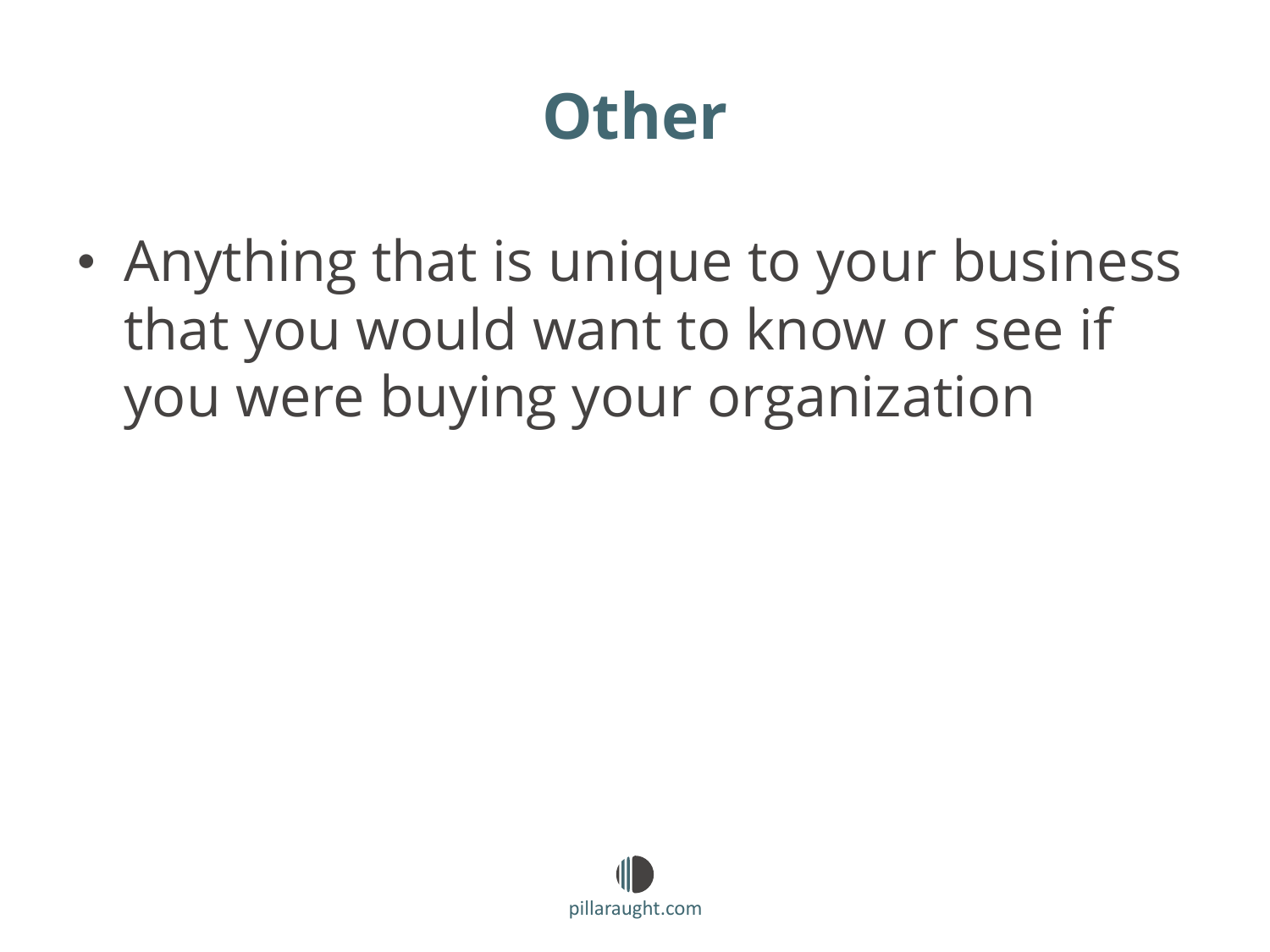# Other

- Anything that is unique to your business that you would want to know or see if you were buying your organization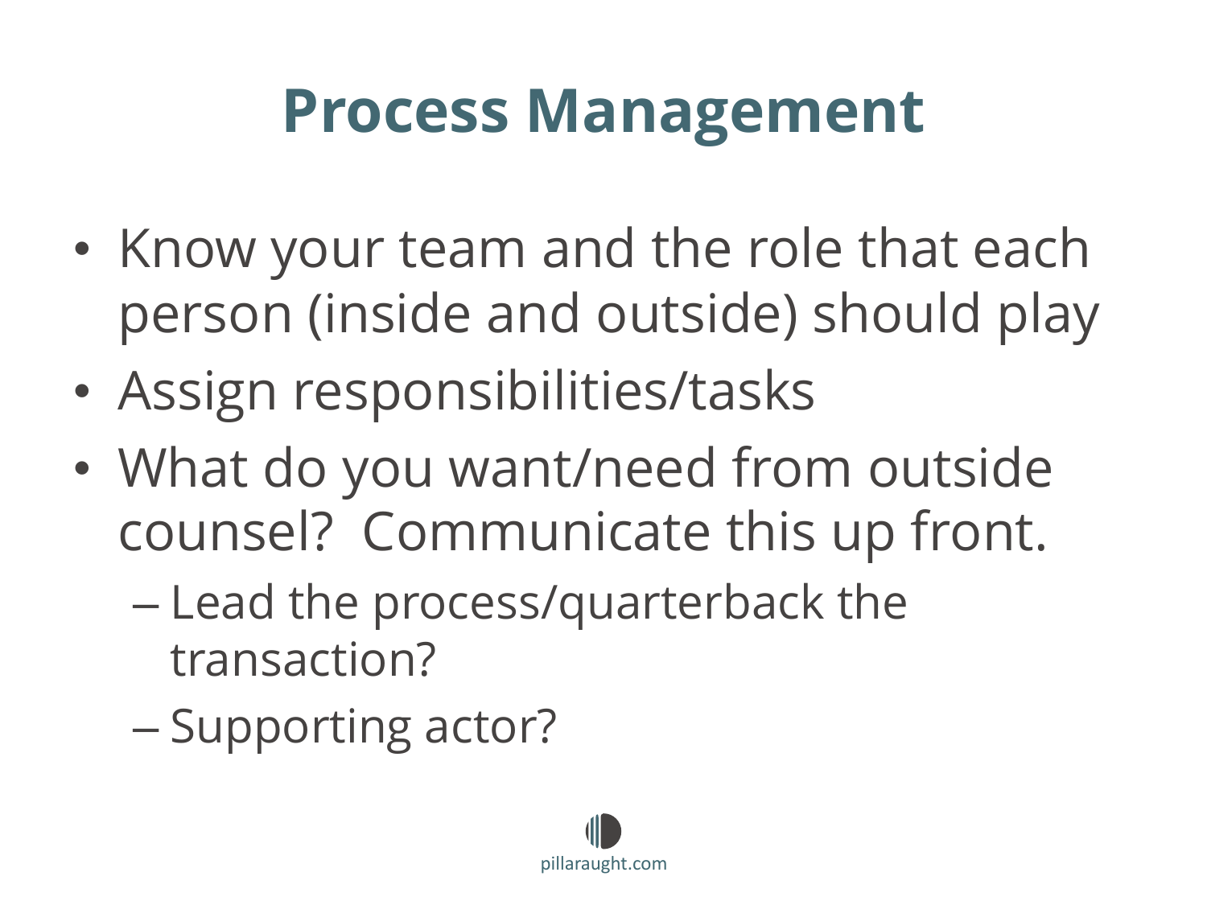# Process Management

- Know your team and the role that each person (inside and outside) should play
- Assign responsibilities/tasks
- What do you want/need from outside counsel? Communicate this up front.
  - Lead the process/quarterback the transaction?
  - Supporting actor?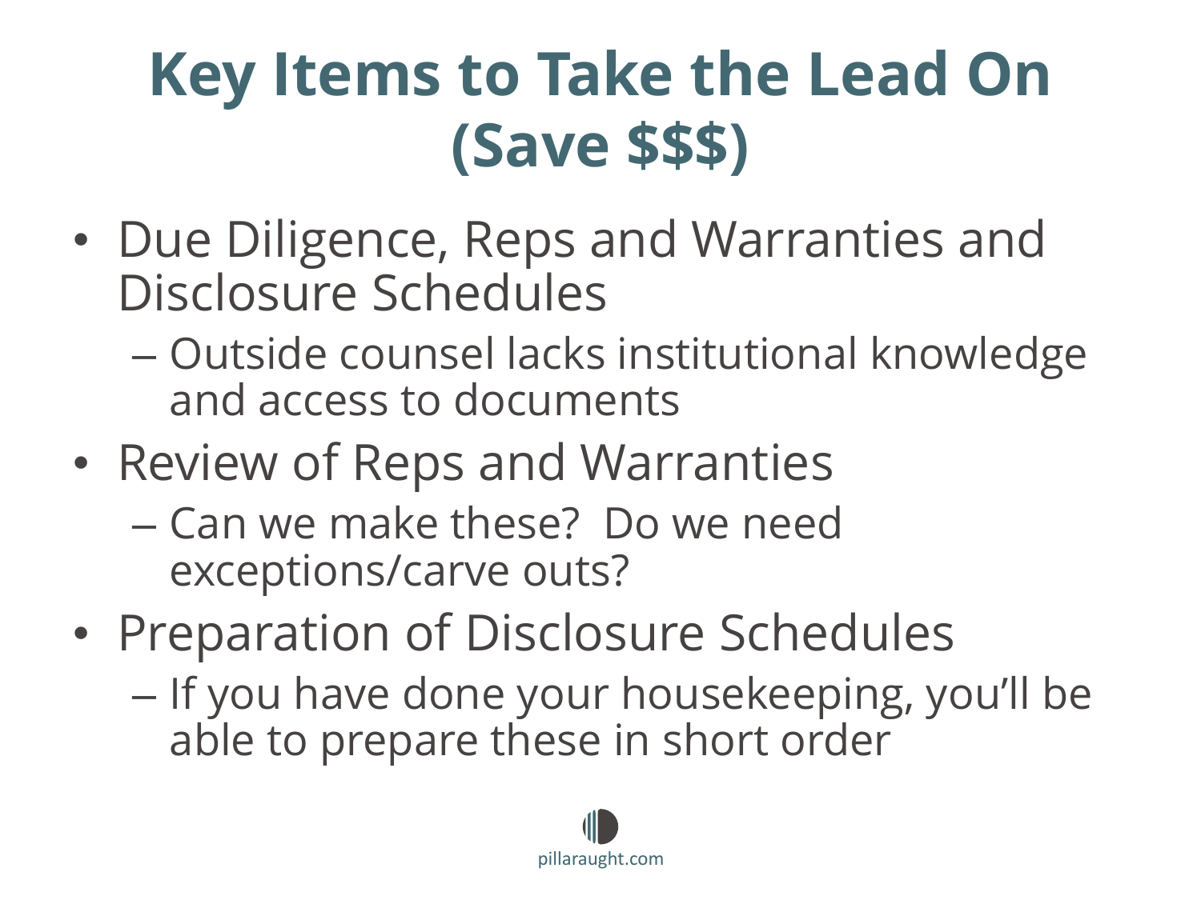# Key Items to Take the Lead On (Save $$$)

- Due Diligence, Reps and Warranties and Disclosure Schedules
  - Outside counsel lacks institutional knowledge and access to documents
- Review of Reps and Warranties
  - Can we make these? Do we need exceptions/carve outs?
- Preparation of Disclosure Schedules
  - If you have done your housekeeping, you'll be able to prepare these in short order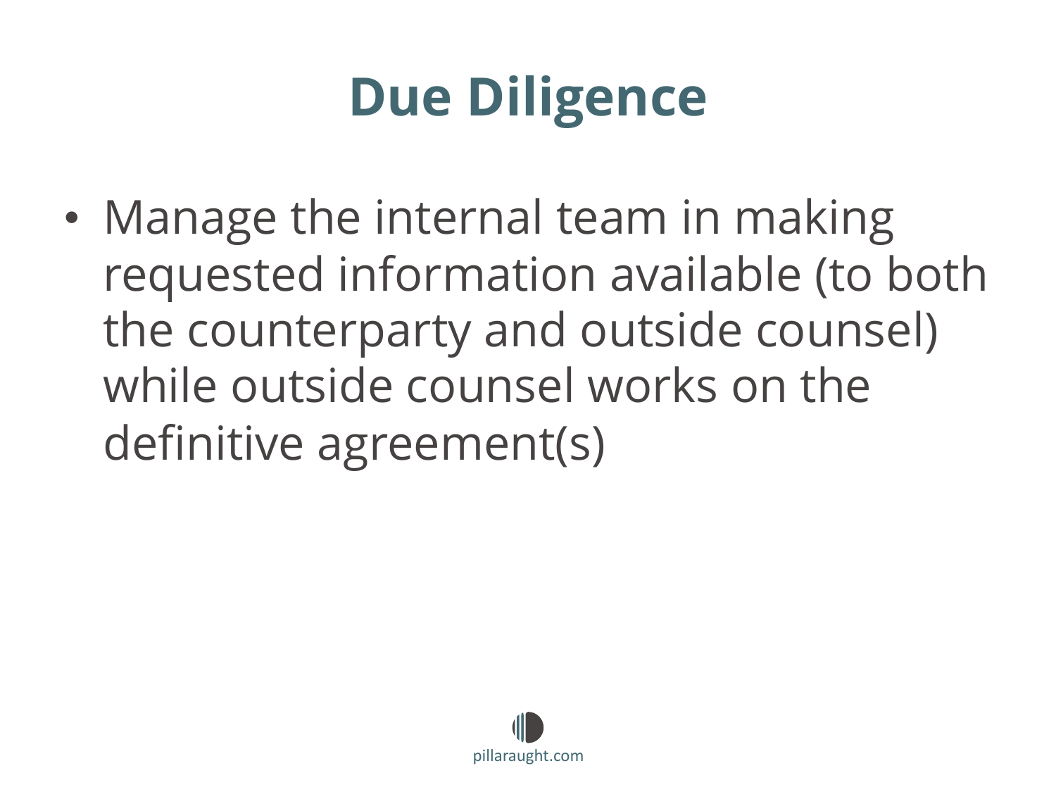# Due Diligence

- Manage the internal team in making requested information available (to both the counterparty and outside counsel) while outside counsel works on the definitive agreement(s)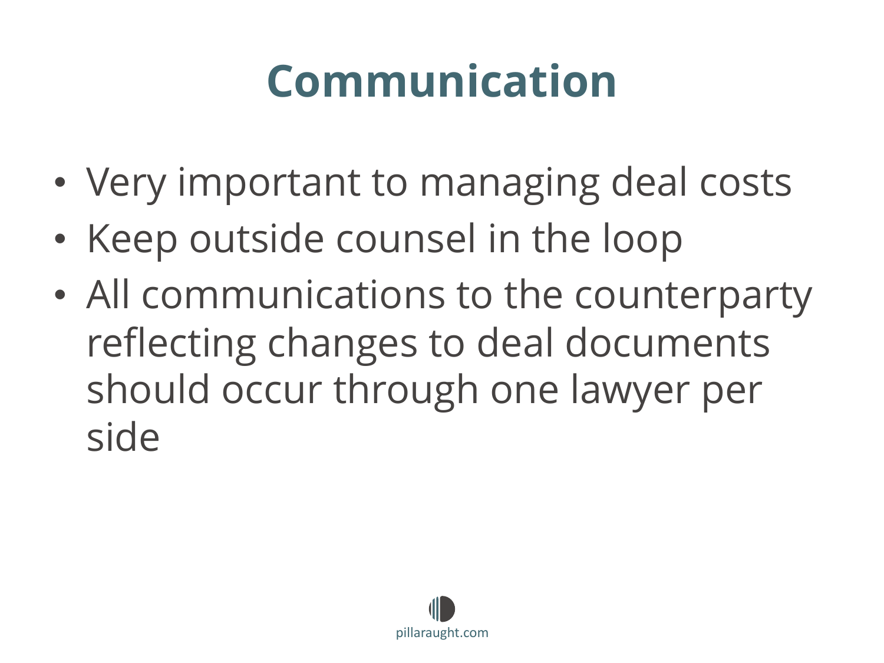# Communication

- Very important to managing deal costs
- Keep outside counsel in the loop
- All communications to the counterparty reflecting changes to deal documents should occur through one lawyer per side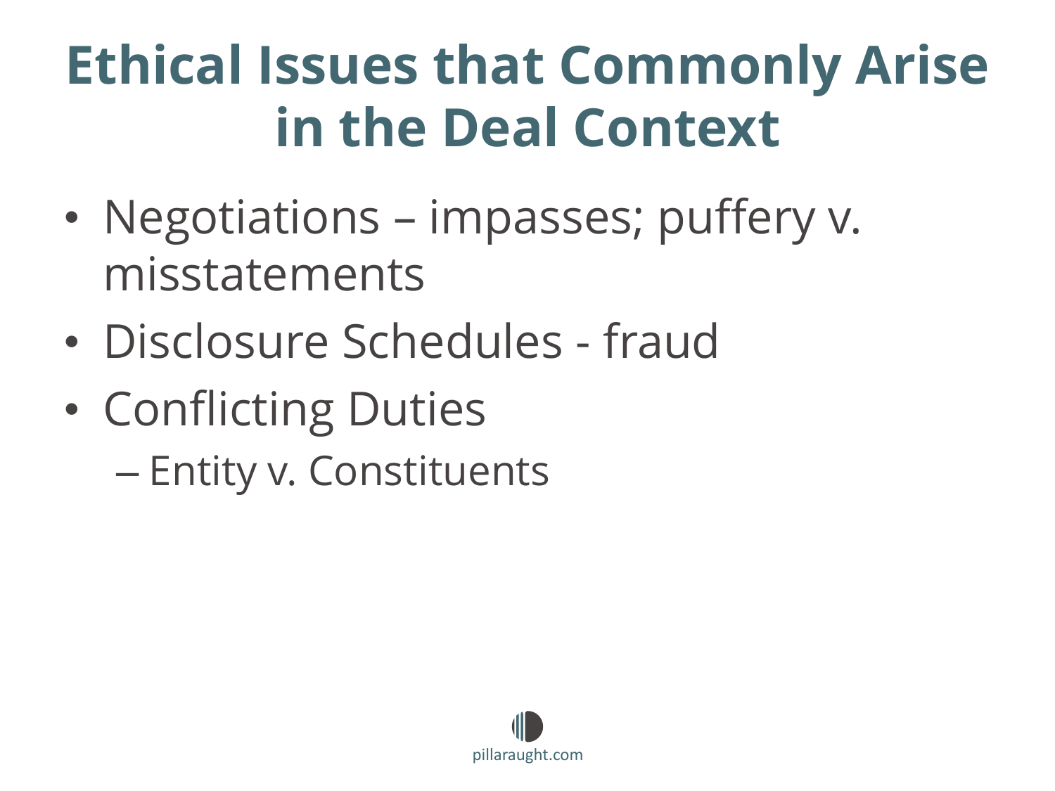# Ethical Issues that Commonly Arise in the Deal Context

- Negotiations – impasses; puffery v. misstatements
- Disclosure Schedules - fraud
- Conflicting Duties
  - Entity v. Constituents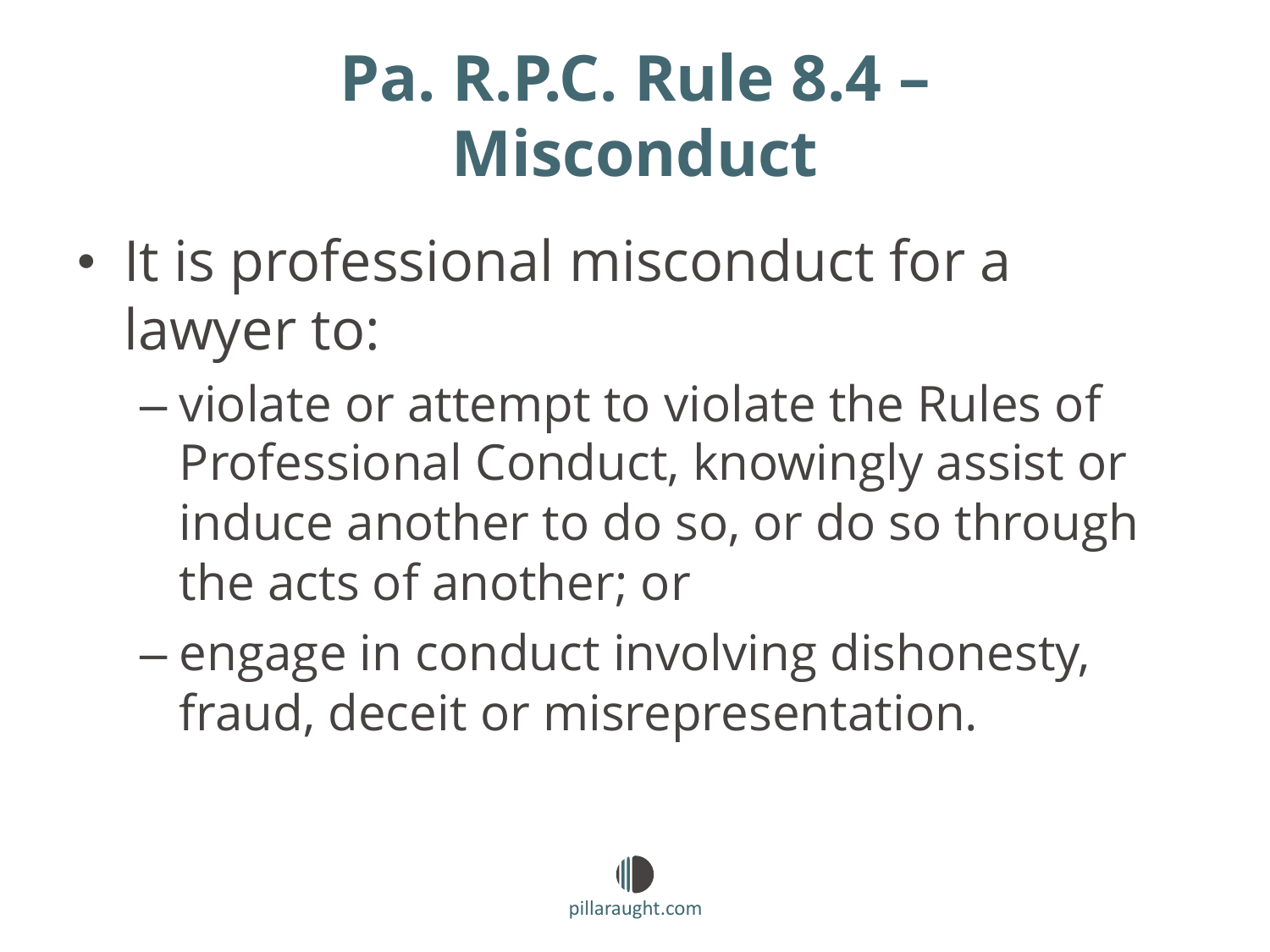# Pa. R.P.C. Rule 8.4 – Misconduct

- It is professional misconduct for a lawyer to:
  - violate or attempt to violate the Rules of Professional Conduct, knowingly assist or induce another to do so, or do so through the acts of another; or
  - engage in conduct involving dishonesty, fraud, deceit or misrepresentation.

pillaraught.com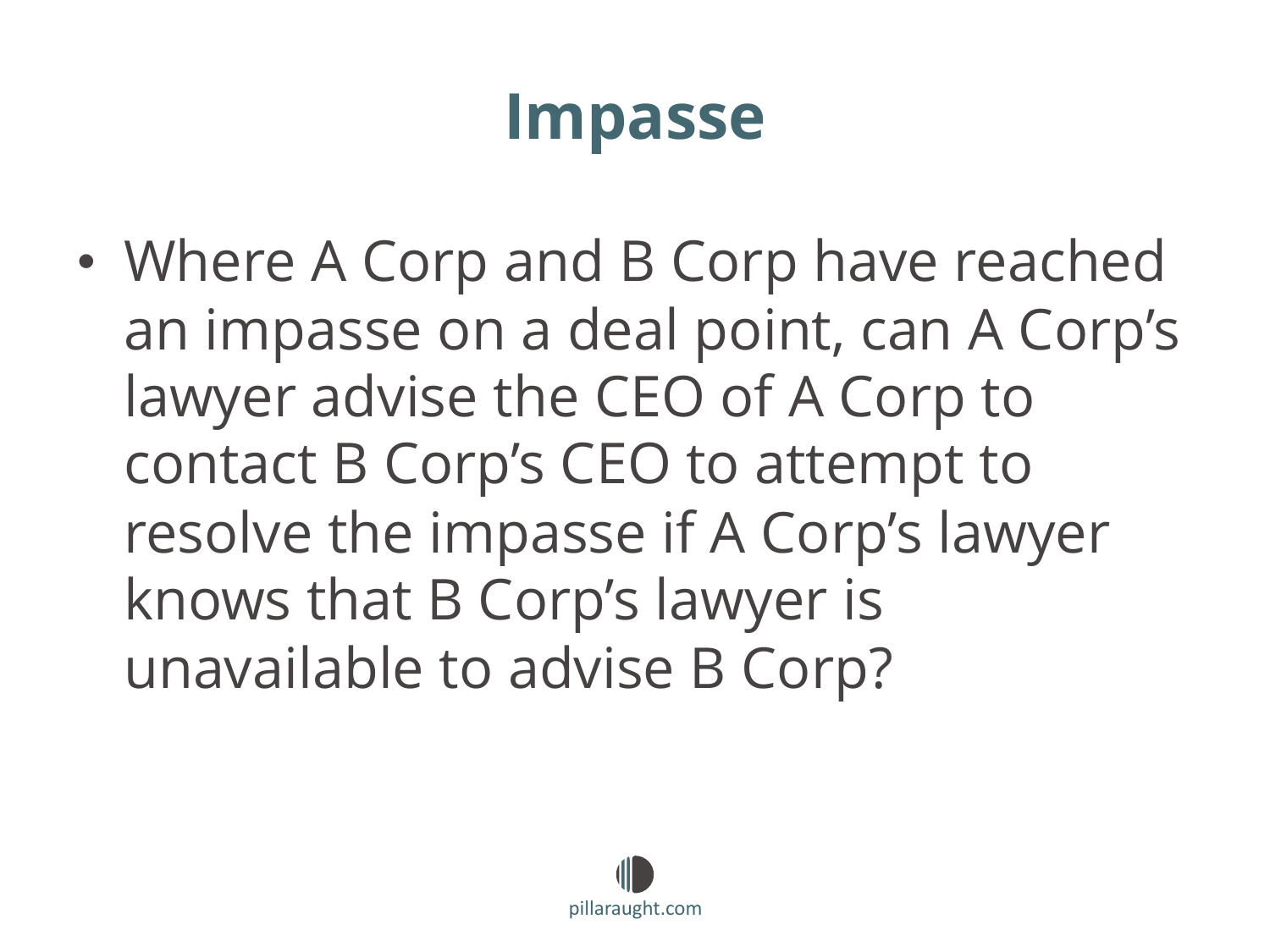# Impasse

- Where A Corp and B Corp have reached an impasse on a deal point, can A Corp's lawyer advise the CEO of A Corp to contact B Corp's CEO to attempt to resolve the impasse if A Corp's lawyer knows that B Corp's lawyer is unavailable to advise B Corp?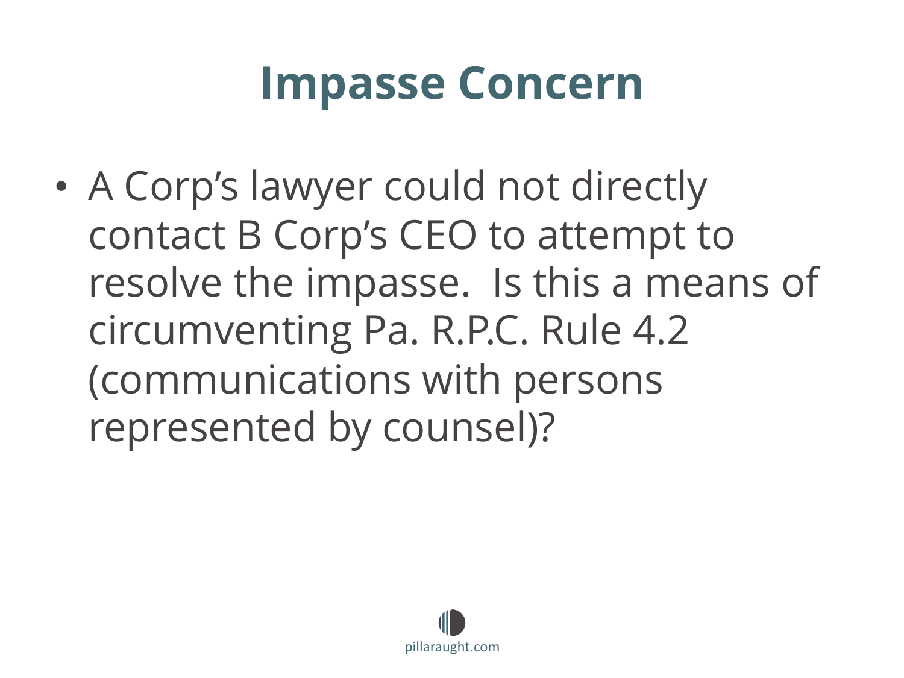# Impasse Concern

- A Corp's lawyer could not directly contact B Corp's CEO to attempt to resolve the impasse. Is this a means of circumventing Pa. R.P.C. Rule 4.2 (communications with persons represented by counsel)?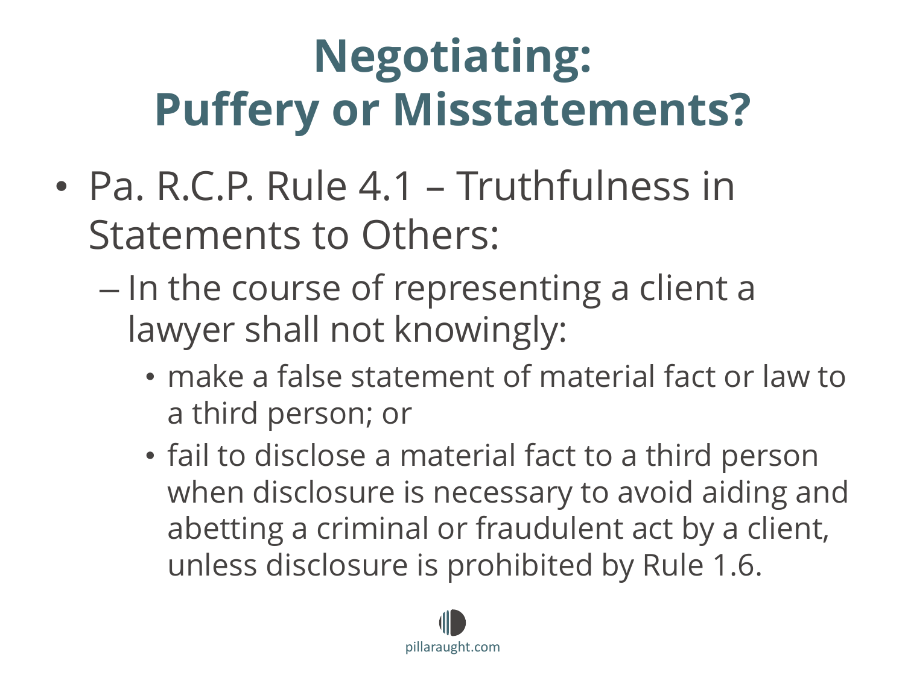# Negotiating: Puffery or Misstatements?

- Pa. R.C.P. Rule 4.1 – Truthfulness in Statements to Others:
  - In the course of representing a client a lawyer shall not knowingly:
    - make a false statement of material fact or law to a third person; or
    - fail to disclose a material fact to a third person when disclosure is necessary to avoid aiding and abetting a criminal or fraudulent act by a client, unless disclosure is prohibited by Rule 1.6.

pillaraught.com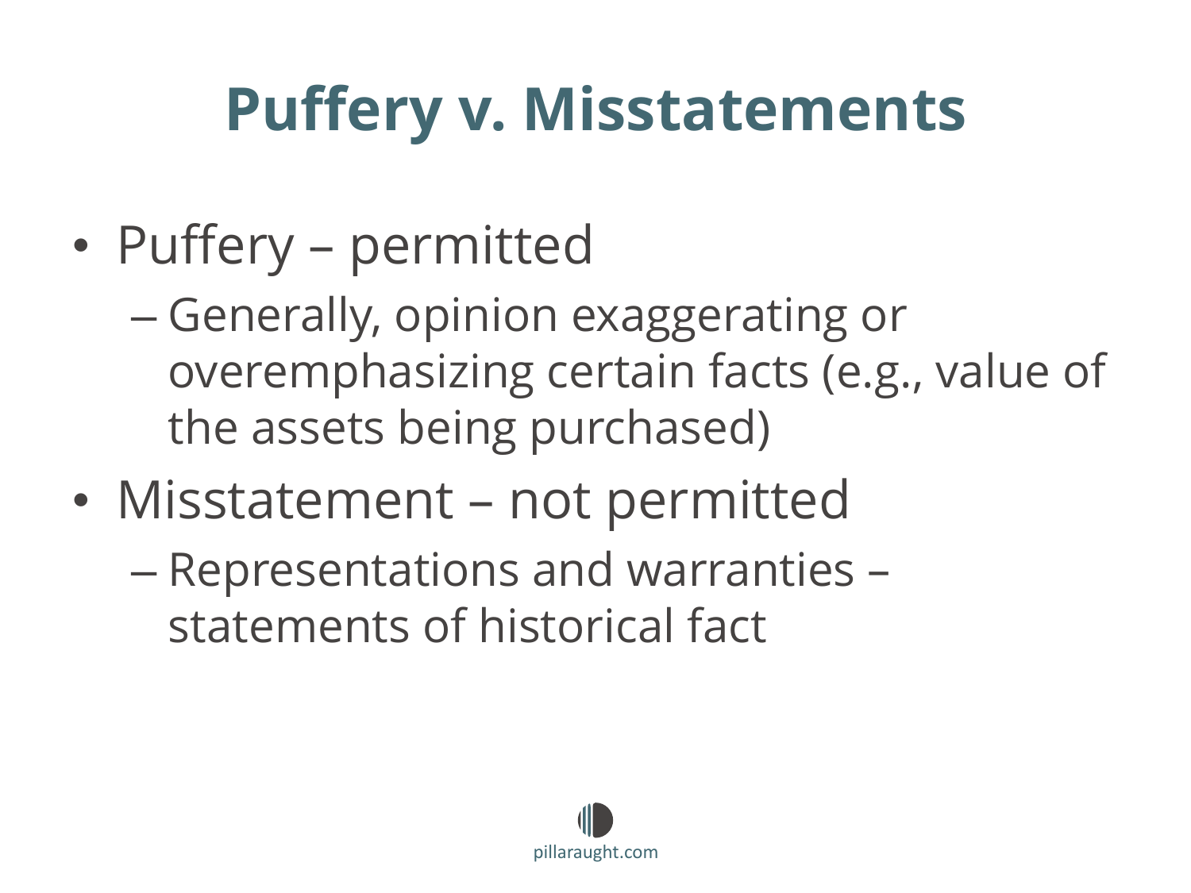# Puffery v. Misstatements

- Puffery – permitted
  - Generally, opinion exaggerating or overemphasizing certain facts (e.g., value of the assets being purchased)
- Misstatement – not permitted
  - Representations and warranties – statements of historical fact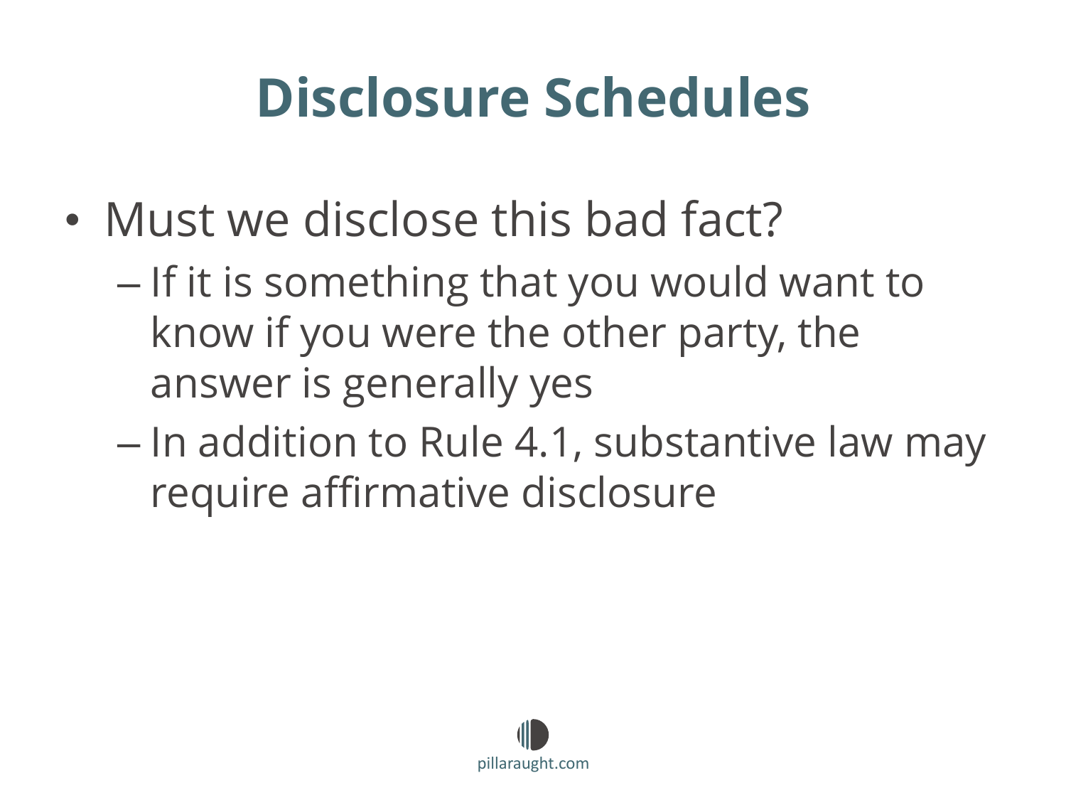# Disclosure Schedules

- Must we disclose this bad fact?
  - If it is something that you would want to know if you were the other party, the answer is generally yes
  - In addition to Rule 4.1, substantive law may require affirmative disclosure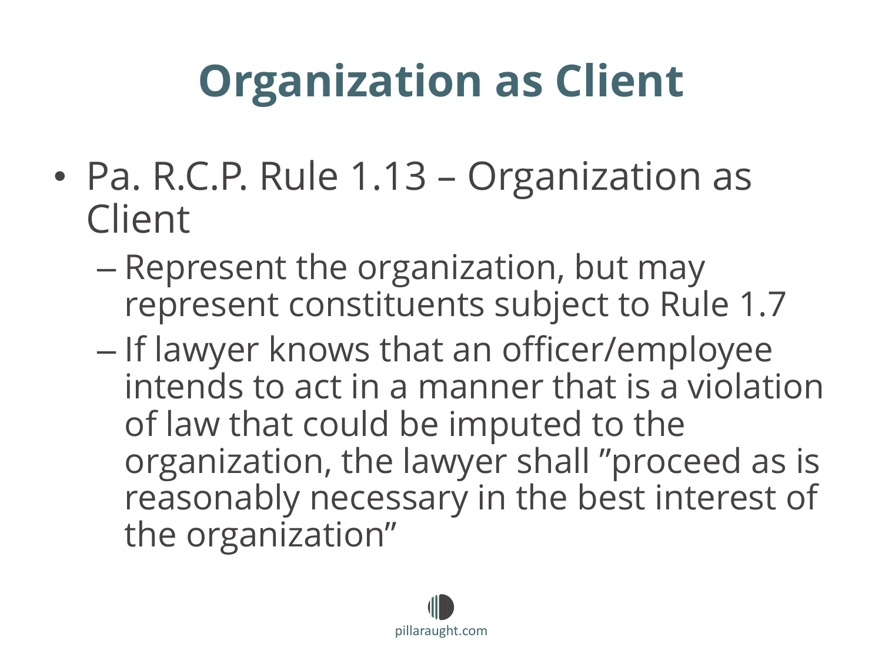# Organization as Client

- Pa. R.C.P. Rule 1.13 – Organization as Client
  - Represent the organization, but may represent constituents subject to Rule 1.7
  - If lawyer knows that an officer/employee intends to act in a manner that is a violation of law that could be imputed to the organization, the lawyer shall "proceed as is reasonably necessary in the best interest of the organization"

pillaraught.com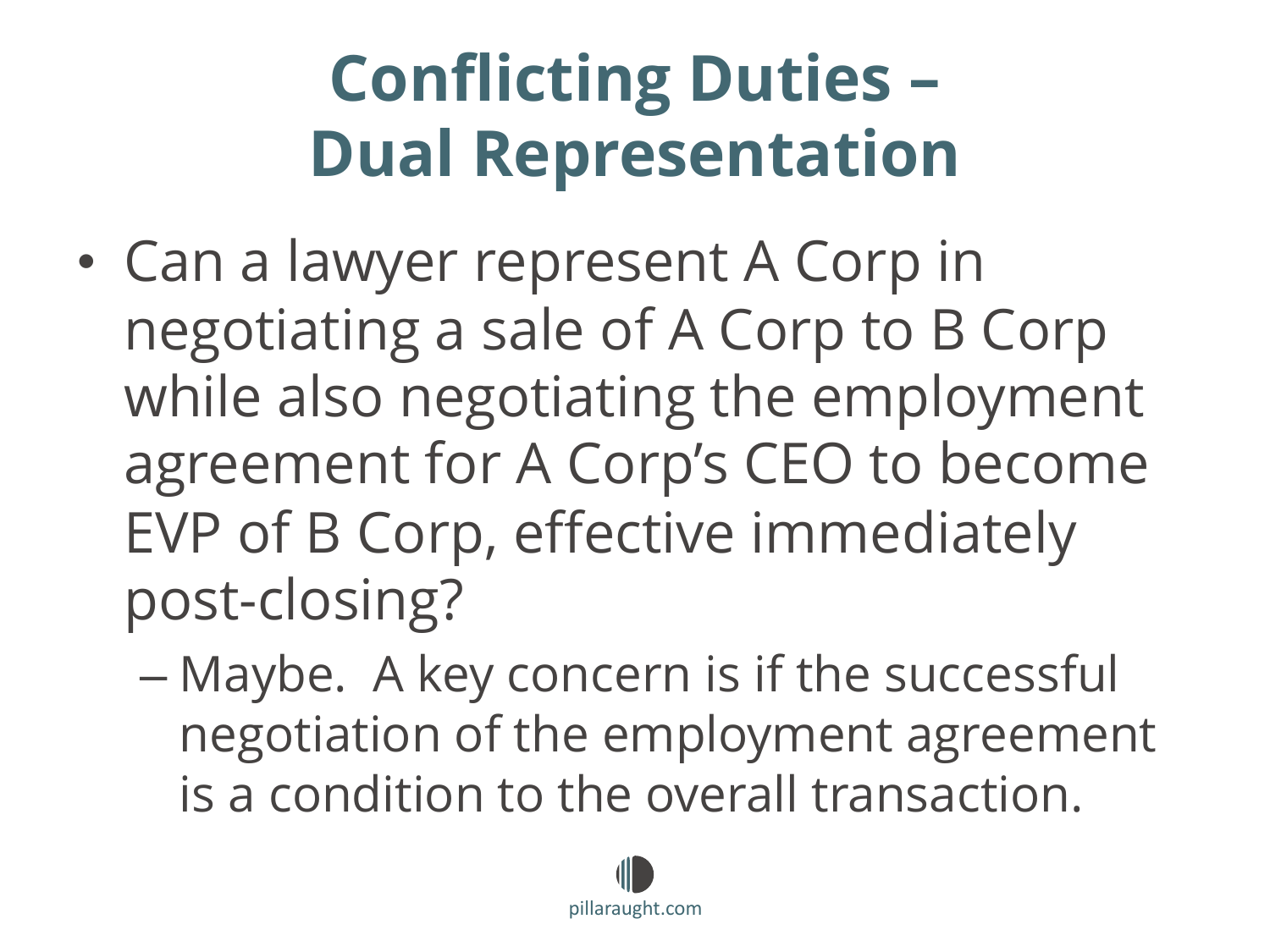# Conflicting Duties – Dual Representation

- Can a lawyer represent A Corp in negotiating a sale of A Corp to B Corp while also negotiating the employment agreement for A Corp's CEO to become EVP of B Corp, effective immediately post-closing?
  - Maybe. A key concern is if the successful negotiation of the employment agreement is a condition to the overall transaction.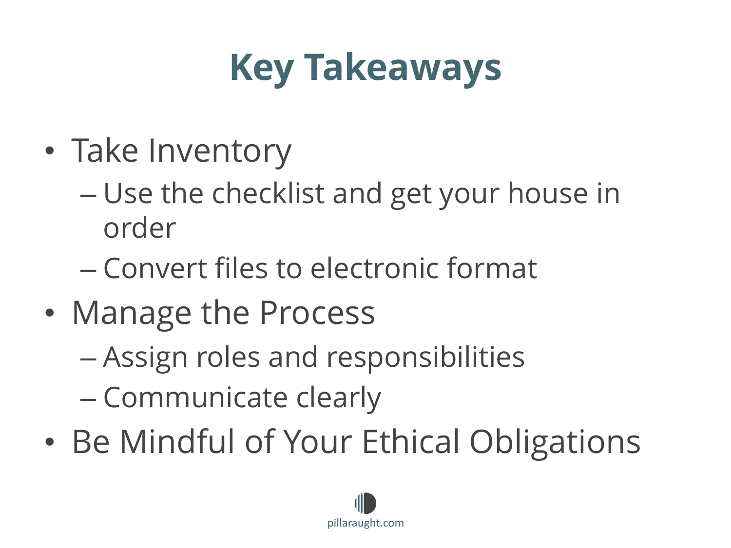# Key Takeaways

- Take Inventory
  - Use the checklist and get your house in order
  - Convert files to electronic format
- Manage the Process
  - Assign roles and responsibilities
  - Communicate clearly
- Be Mindful of Your Ethical Obligations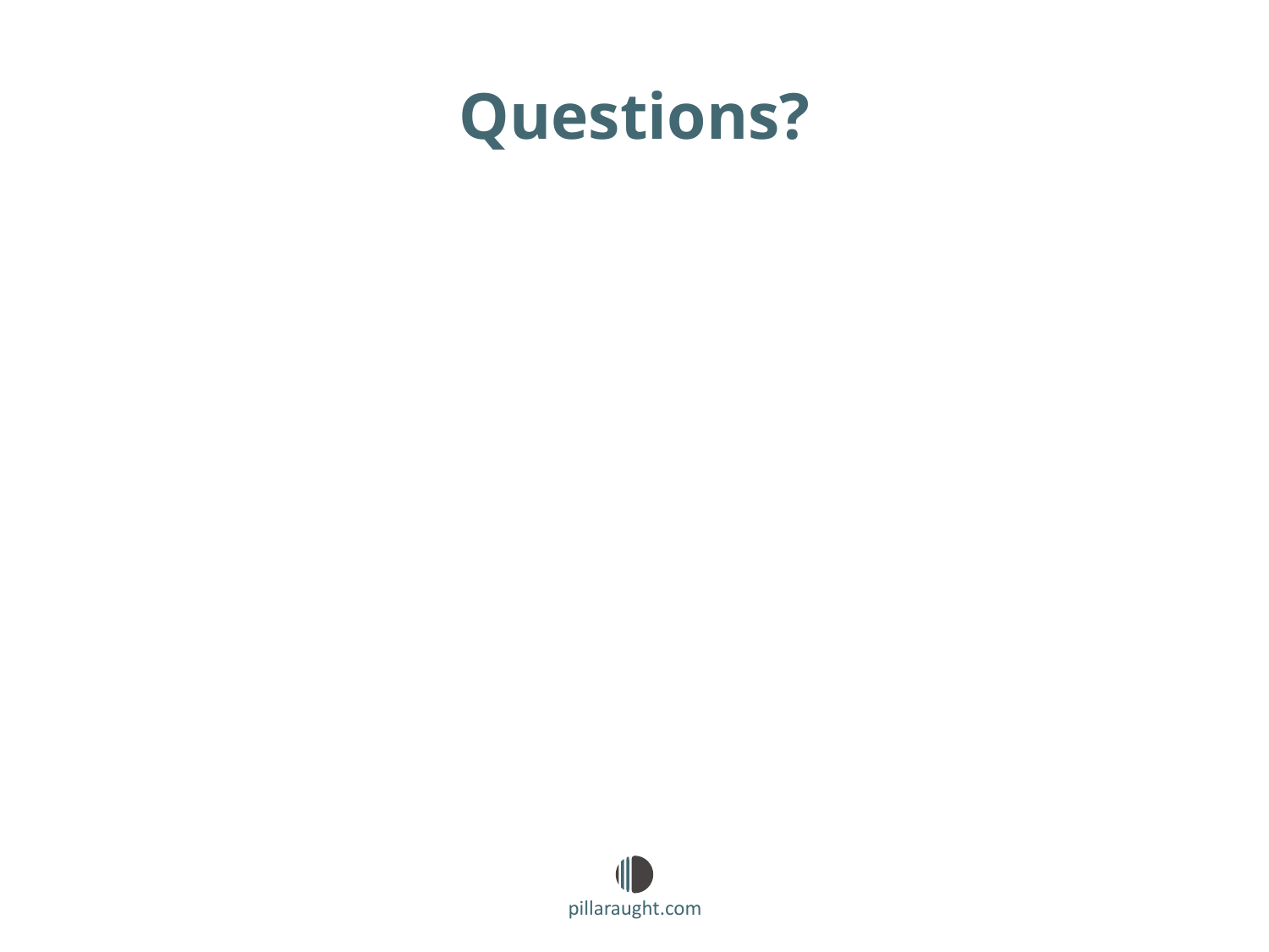# Questions?

pillaraught.com